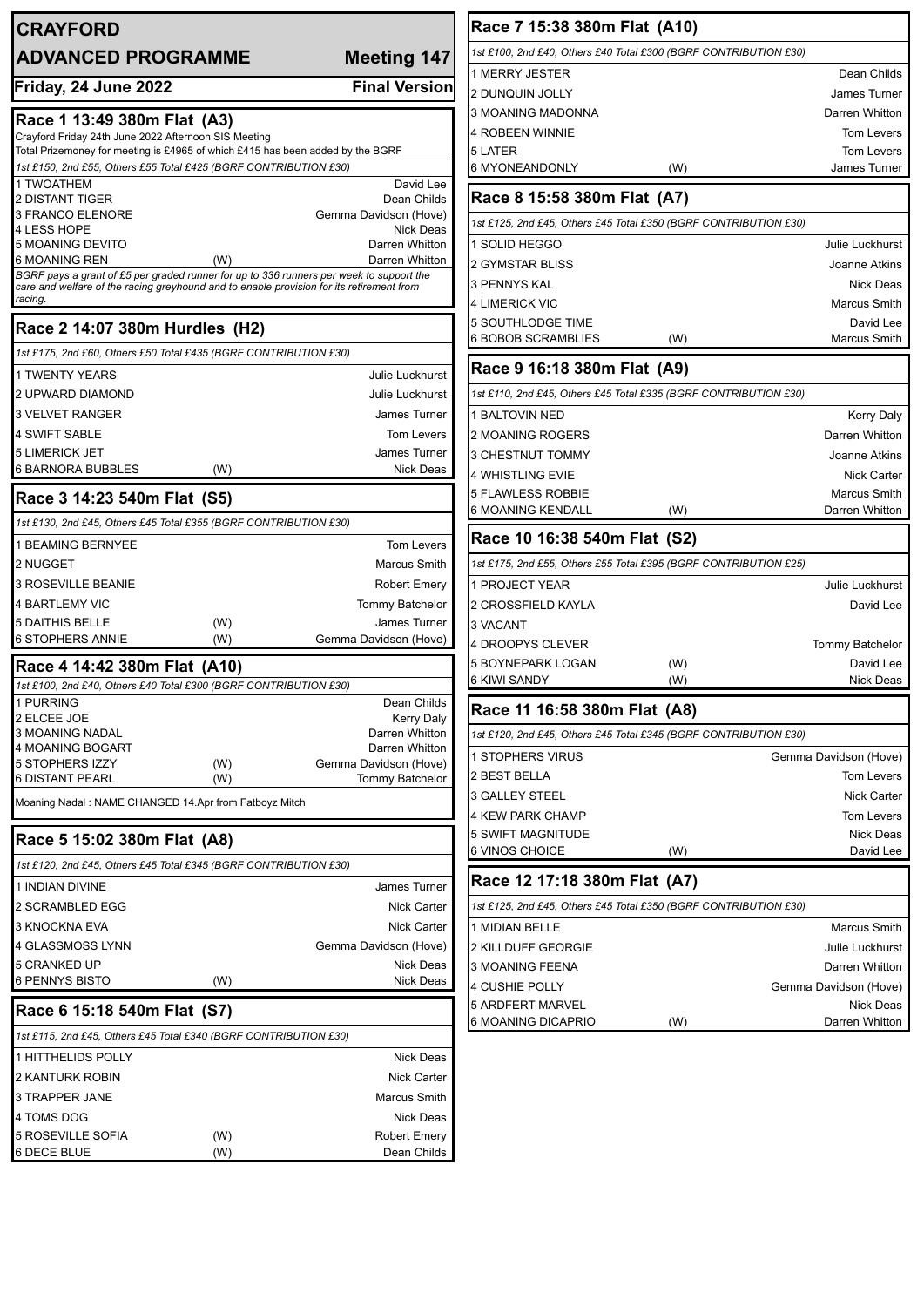# CRAYFORD

## ADVANCED PROGRAMME — Meeting 147

**Friday, 24 June 2022 — Final Version**

### Race 1 13:49 380m Flat (A3)

Crayford Friday 24th June 2022 Afternoon SIS Meeting
Total Prizemoney for meeting is £4965 of which £415 has been added by the BGRF

*1st £150, 2nd £55, Others £55 Total £425 (BGRF CONTRIBUTION £30)*

| Trap | Greyhound | | Trainer |
|---|---|---|---|
| 1 | TWOATHEM | | David Lee |
| 2 | DISTANT TIGER | | Dean Childs |
| 3 | FRANCO ELENORE | | Gemma Davidson (Hove) |
| 4 | LESS HOPE | | Nick Deas |
| 5 | MOANING DEVITO | | Darren Whitton |
| 6 | MOANING REN | (W) | Darren Whitton |

*BGRF pays a grant of £5 per graded runner for up to 336 runners per week to support the care and welfare of the racing greyhound and to enable provision for its retirement from racing.*

### Race 2 14:07 380m Hurdles (H2)

*1st £175, 2nd £60, Others £50 Total £435 (BGRF CONTRIBUTION £30)*

| Trap | Greyhound | | Trainer |
|---|---|---|---|
| 1 | TWENTY YEARS | | Julie Luckhurst |
| 2 | UPWARD DIAMOND | | Julie Luckhurst |
| 3 | VELVET RANGER | | James Turner |
| 4 | SWIFT SABLE | | Tom Levers |
| 5 | LIMERICK JET | | James Turner |
| 6 | BARNORA BUBBLES | (W) | Nick Deas |

### Race 3 14:23 540m Flat (S5)

*1st £130, 2nd £45, Others £45 Total £355 (BGRF CONTRIBUTION £30)*

| Trap | Greyhound | | Trainer |
|---|---|---|---|
| 1 | BEAMING BERNYEE | | Tom Levers |
| 2 | NUGGET | | Marcus Smith |
| 3 | ROSEVILLE BEANIE | | Robert Emery |
| 4 | BARTLEMY VIC | | Tommy Batchelor |
| 5 | DAITHIS BELLE | (W) | James Turner |
| 6 | STOPHERS ANNIE | (W) | Gemma Davidson (Hove) |

### Race 4 14:42 380m Flat (A10)

*1st £100, 2nd £40, Others £40 Total £300 (BGRF CONTRIBUTION £30)*

| Trap | Greyhound | | Trainer |
|---|---|---|---|
| 1 | PURRING | | Dean Childs |
| 2 | ELCEE JOE | | Kerry Daly |
| 3 | MOANING NADAL | | Darren Whitton |
| 4 | MOANING BOGART | | Darren Whitton |
| 5 | STOPHERS IZZY | (W) | Gemma Davidson (Hove) |
| 6 | DISTANT PEARL | (W) | Tommy Batchelor |

Moaning Nadal : NAME CHANGED 14.Apr from Fatboyz Mitch

### Race 5 15:02 380m Flat (A8)

*1st £120, 2nd £45, Others £45 Total £345 (BGRF CONTRIBUTION £30)*

| Trap | Greyhound | | Trainer |
|---|---|---|---|
| 1 | INDIAN DIVINE | | James Turner |
| 2 | SCRAMBLED EGG | | Nick Carter |
| 3 | KNOCKNA EVA | | Nick Carter |
| 4 | GLASSMOSS LYNN | | Gemma Davidson (Hove) |
| 5 | CRANKED UP | | Nick Deas |
| 6 | PENNYS BISTO | (W) | Nick Deas |

### Race 6 15:18 540m Flat (S7)

*1st £115, 2nd £45, Others £45 Total £340 (BGRF CONTRIBUTION £30)*

| Trap | Greyhound | | Trainer |
|---|---|---|---|
| 1 | HITTHELIDS POLLY | | Nick Deas |
| 2 | KANTURK ROBIN | | Nick Carter |
| 3 | TRAPPER JANE | | Marcus Smith |
| 4 | TOMS DOG | | Nick Deas |
| 5 | ROSEVILLE SOFIA | (W) | Robert Emery |
| 6 | DECE BLUE | (W) | Dean Childs |

### Race 7 15:38 380m Flat (A10)

*1st £100, 2nd £40, Others £40 Total £300 (BGRF CONTRIBUTION £30)*

| Trap | Greyhound | | Trainer |
|---|---|---|---|
| 1 | MERRY JESTER | | Dean Childs |
| 2 | DUNQUIN JOLLY | | James Turner |
| 3 | MOANING MADONNA | | Darren Whitton |
| 4 | ROBEEN WINNIE | | Tom Levers |
| 5 | LATER | | Tom Levers |
| 6 | MYONEANDONLY | (W) | James Turner |

### Race 8 15:58 380m Flat (A7)

*1st £125, 2nd £45, Others £45 Total £350 (BGRF CONTRIBUTION £30)*

| Trap | Greyhound | | Trainer |
|---|---|---|---|
| 1 | SOLID HEGGO | | Julie Luckhurst |
| 2 | GYMSTAR BLISS | | Joanne Atkins |
| 3 | PENNYS KAL | | Nick Deas |
| 4 | LIMERICK VIC | | Marcus Smith |
| 5 | SOUTHLODGE TIME | | David Lee |
| 6 | BOBOB SCRAMBLIES | (W) | Marcus Smith |

### Race 9 16:18 380m Flat (A9)

*1st £110, 2nd £45, Others £45 Total £335 (BGRF CONTRIBUTION £30)*

| Trap | Greyhound | | Trainer |
|---|---|---|---|
| 1 | BALTOVIN NED | | Kerry Daly |
| 2 | MOANING ROGERS | | Darren Whitton |
| 3 | CHESTNUT TOMMY | | Joanne Atkins |
| 4 | WHISTLING EVIE | | Nick Carter |
| 5 | FLAWLESS ROBBIE | | Marcus Smith |
| 6 | MOANING KENDALL | (W) | Darren Whitton |

### Race 10 16:38 540m Flat (S2)

*1st £175, 2nd £55, Others £55 Total £395 (BGRF CONTRIBUTION £25)*

| Trap | Greyhound | | Trainer |
|---|---|---|---|
| 1 | PROJECT YEAR | | Julie Luckhurst |
| 2 | CROSSFIELD KAYLA | | David Lee |
| 3 | VACANT | | |
| 4 | DROOPYS CLEVER | | Tommy Batchelor |
| 5 | BOYNEPARK LOGAN | (W) | David Lee |
| 6 | KIWI SANDY | (W) | Nick Deas |

### Race 11 16:58 380m Flat (A8)

*1st £120, 2nd £45, Others £45 Total £345 (BGRF CONTRIBUTION £30)*

| Trap | Greyhound | | Trainer |
|---|---|---|---|
| 1 | STOPHERS VIRUS | | Gemma Davidson (Hove) |
| 2 | BEST BELLA | | Tom Levers |
| 3 | GALLEY STEEL | | Nick Carter |
| 4 | KEW PARK CHAMP | | Tom Levers |
| 5 | SWIFT MAGNITUDE | | Nick Deas |
| 6 | VINOS CHOICE | (W) | David Lee |

### Race 12 17:18 380m Flat (A7)

*1st £125, 2nd £45, Others £45 Total £350 (BGRF CONTRIBUTION £30)*

| Trap | Greyhound | | Trainer |
|---|---|---|---|
| 1 | MIDIAN BELLE | | Marcus Smith |
| 2 | KILLDUFF GEORGIE | | Julie Luckhurst |
| 3 | MOANING FEENA | | Darren Whitton |
| 4 | CUSHIE POLLY | | Gemma Davidson (Hove) |
| 5 | ARDFERT MARVEL | | Nick Deas |
| 6 | MOANING DICAPRIO | (W) | Darren Whitton |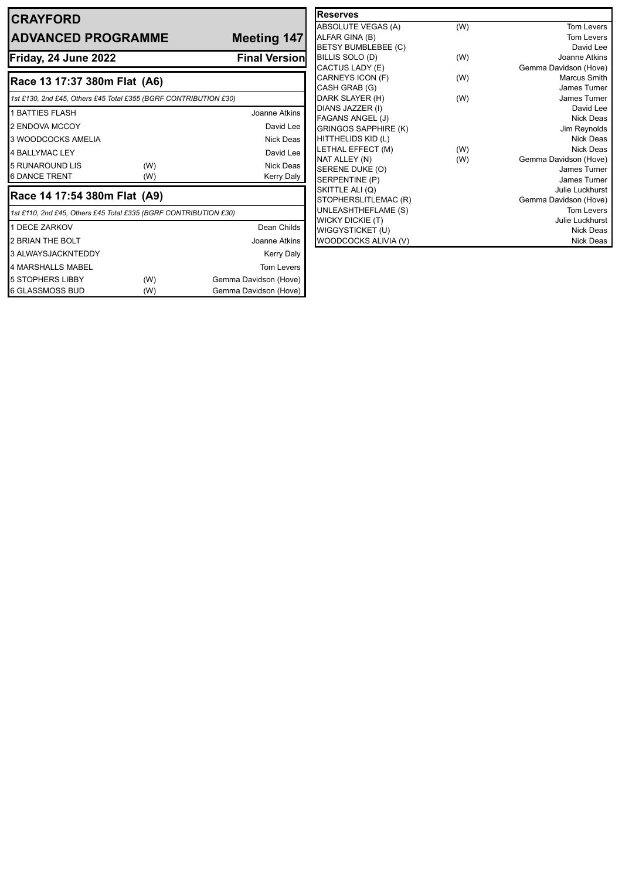# CRAYFORD

## ADVANCED PROGRAMME — Meeting 147

**Friday, 24 June 2022** — **Final Version**

## Race 13 17:37 380m Flat (A6)

*1st £130, 2nd £45, Others £45 Total £355 (BGRF CONTRIBUTION £30)*

| | | |
|---|---|---|
| 1 BATTIES FLASH | | Joanne Atkins |
| 2 ENDOVA MCCOY | | David Lee |
| 3 WOODCOCKS AMELIA | | Nick Deas |
| 4 BALLYMAC LEY | | David Lee |
| 5 RUNAROUND LIS | (W) | Nick Deas |
| 6 DANCE TRENT | (W) | Kerry Daly |

## Race 14 17:54 380m Flat (A9)

*1st £110, 2nd £45, Others £45 Total £335 (BGRF CONTRIBUTION £30)*

| | | |
|---|---|---|
| 1 DECE ZARKOV | | Dean Childs |
| 2 BRIAN THE BOLT | | Joanne Atkins |
| 3 ALWAYSJACKNTEDDY | | Kerry Daly |
| 4 MARSHALLS MABEL | | Tom Levers |
| 5 STOPHERS LIBBY | (W) | Gemma Davidson (Hove) |
| 6 GLASSMOSS BUD | (W) | Gemma Davidson (Hove) |

## Reserves

| | | |
|---|---|---|
| ABSOLUTE VEGAS (A) | (W) | Tom Levers |
| ALFAR GINA (B) | | Tom Levers |
| BETSY BUMBLEBEE (C) | | David Lee |
| BILLIS SOLO (D) | (W) | Joanne Atkins |
| CACTUS LADY (E) | | Gemma Davidson (Hove) |
| CARNEYS ICON (F) | (W) | Marcus Smith |
| CASH GRAB (G) | | James Turner |
| DARK SLAYER (H) | (W) | James Turner |
| DIANS JAZZER (I) | | David Lee |
| FAGANS ANGEL (J) | | Nick Deas |
| GRINGOS SAPPHIRE (K) | | Jim Reynolds |
| HITTHELIDS KID (L) | | Nick Deas |
| LETHAL EFFECT (M) | (W) | Nick Deas |
| NAT ALLEY (N) | (W) | Gemma Davidson (Hove) |
| SERENE DUKE (O) | | James Turner |
| SERPENTINE (P) | | James Turner |
| SKITTLE ALI (Q) | | Julie Luckhurst |
| STOPHERSLITLEMAC (R) | | Gemma Davidson (Hove) |
| UNLEASHTHEFLAME (S) | | Tom Levers |
| WICKY DICKIE (T) | | Julie Luckhurst |
| WIGGYSTICKET (U) | | Nick Deas |
| WOODCOCKS ALIVIA (V) | | Nick Deas |